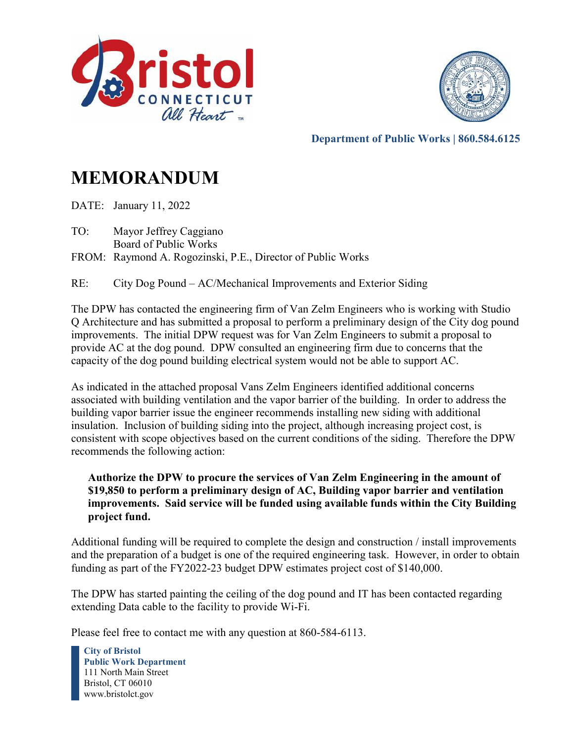Bristol CONNECTICUT All Heart

**Department of Public Works | 860.584.6125**

# MEMORANDUM

DATE: January 11, 2022

TO: Mayor Jeffrey Caggiano
Board of Public Works

FROM: Raymond A. Rogozinski, P.E., Director of Public Works

RE: City Dog Pound – AC/Mechanical Improvements and Exterior Siding

The DPW has contacted the engineering firm of Van Zelm Engineers who is working with Studio Q Architecture and has submitted a proposal to perform a preliminary design of the City dog pound improvements. The initial DPW request was for Van Zelm Engineers to submit a proposal to provide AC at the dog pound. DPW consulted an engineering firm due to concerns that the capacity of the dog pound building electrical system would not be able to support AC.

As indicated in the attached proposal Vans Zelm Engineers identified additional concerns associated with building ventilation and the vapor barrier of the building. In order to address the building vapor barrier issue the engineer recommends installing new siding with additional insulation. Inclusion of building siding into the project, although increasing project cost, is consistent with scope objectives based on the current conditions of the siding. Therefore the DPW recommends the following action:

> **Authorize the DPW to procure the services of Van Zelm Engineering in the amount of $19,850 to perform a preliminary design of AC, Building vapor barrier and ventilation improvements. Said service will be funded using available funds within the City Building project fund.**

Additional funding will be required to complete the design and construction / install improvements and the preparation of a budget is one of the required engineering task. However, in order to obtain funding as part of the FY2022-23 budget DPW estimates project cost of $140,000.

The DPW has started painting the ceiling of the dog pound and IT has been contacted regarding extending Data cable to the facility to provide Wi-Fi.

Please feel free to contact me with any question at 860-584-6113.

**City of Bristol**
**Public Work Department**
111 North Main Street
Bristol, CT 06010
www.bristolct.gov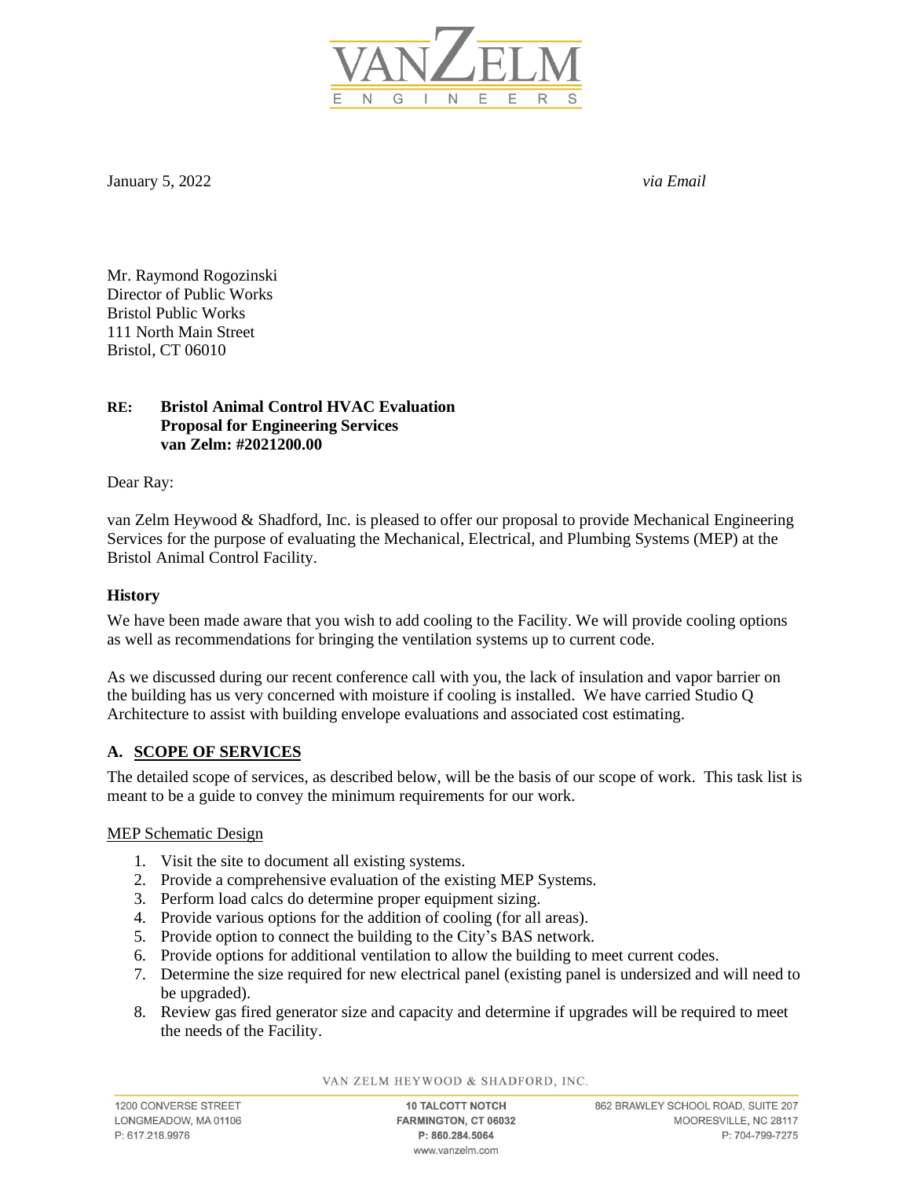January 5, 2022 *via Email*

Mr. Raymond Rogozinski
Director of Public Works
Bristol Public Works
111 North Main Street
Bristol, CT 06010

**RE: Bristol Animal Control HVAC Evaluation**
**Proposal for Engineering Services**
**van Zelm: #2021200.00**

Dear Ray:

van Zelm Heywood & Shadford, Inc. is pleased to offer our proposal to provide Mechanical Engineering Services for the purpose of evaluating the Mechanical, Electrical, and Plumbing Systems (MEP) at the Bristol Animal Control Facility.

### History

We have been made aware that you wish to add cooling to the Facility. We will provide cooling options as well as recommendations for bringing the ventilation systems up to current code.

As we discussed during our recent conference call with you, the lack of insulation and vapor barrier on the building has us very concerned with moisture if cooling is installed. We have carried Studio Q Architecture to assist with building envelope evaluations and associated cost estimating.

## A. <u>SCOPE OF SERVICES</u>

The detailed scope of services, as described below, will be the basis of our scope of work. This task list is meant to be a guide to convey the minimum requirements for our work.

<u>MEP Schematic Design</u>

1. Visit the site to document all existing systems.
2. Provide a comprehensive evaluation of the existing MEP Systems.
3. Perform load calcs do determine proper equipment sizing.
4. Provide various options for the addition of cooling (for all areas).
5. Provide option to connect the building to the City's BAS network.
6. Provide options for additional ventilation to allow the building to meet current codes.
7. Determine the size required for new electrical panel (existing panel is undersized and will need to be upgraded).
8. Review gas fired generator size and capacity and determine if upgrades will be required to meet the needs of the Facility.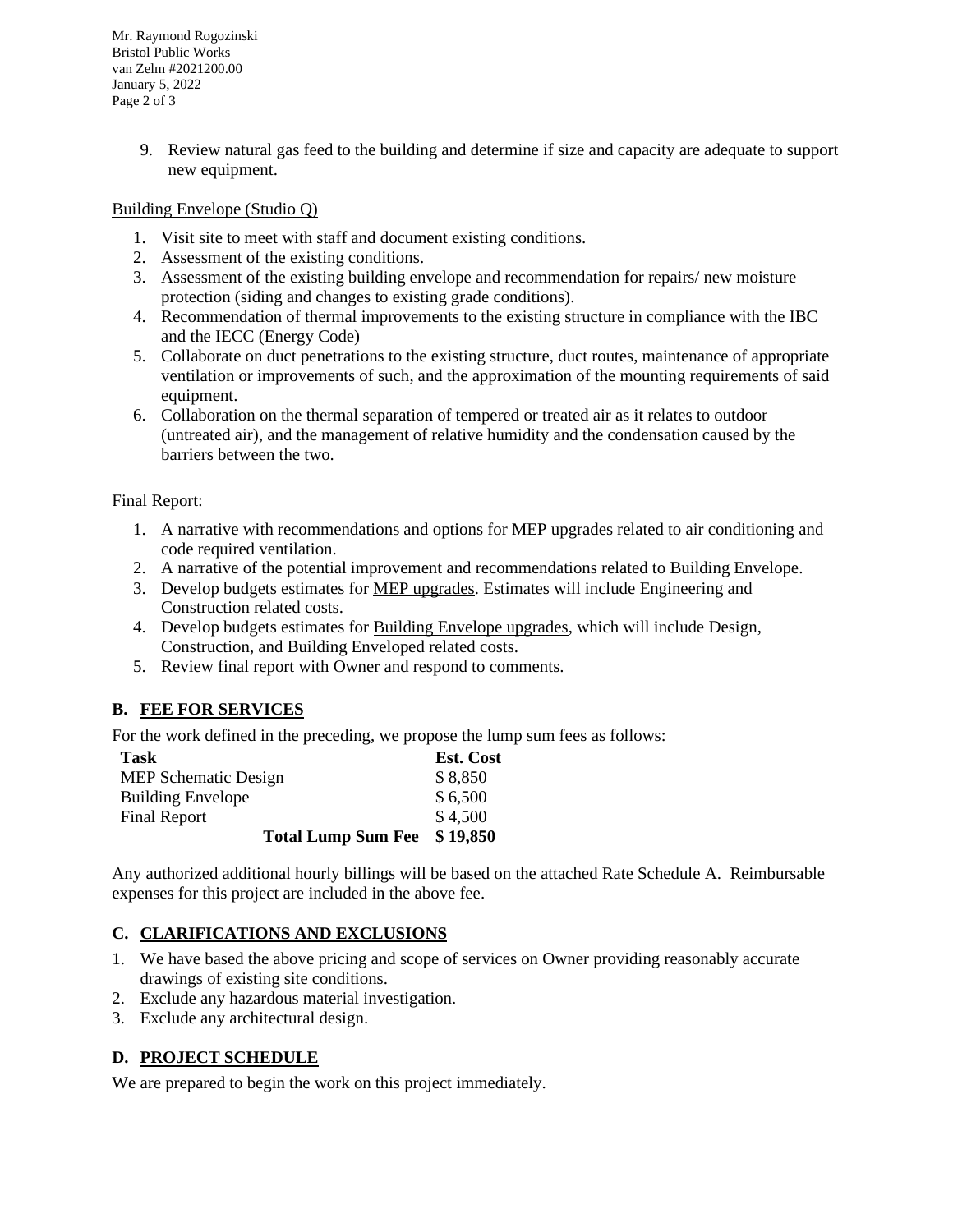9. Review natural gas feed to the building and determine if size and capacity are adequate to support new equipment.

Building Envelope (Studio Q)

1. Visit site to meet with staff and document existing conditions.
2. Assessment of the existing conditions.
3. Assessment of the existing building envelope and recommendation for repairs/ new moisture protection (siding and changes to existing grade conditions).
4. Recommendation of thermal improvements to the existing structure in compliance with the IBC and the IECC (Energy Code)
5. Collaborate on duct penetrations to the existing structure, duct routes, maintenance of appropriate ventilation or improvements of such, and the approximation of the mounting requirements of said equipment.
6. Collaboration on the thermal separation of tempered or treated air as it relates to outdoor (untreated air), and the management of relative humidity and the condensation caused by the barriers between the two.

Final Report:

1. A narrative with recommendations and options for MEP upgrades related to air conditioning and code required ventilation.
2. A narrative of the potential improvement and recommendations related to Building Envelope.
3. Develop budgets estimates for MEP upgrades. Estimates will include Engineering and Construction related costs.
4. Develop budgets estimates for Building Envelope upgrades, which will include Design, Construction, and Building Enveloped related costs.
5. Review final report with Owner and respond to comments.

## B. FEE FOR SERVICES

For the work defined in the preceding, we propose the lump sum fees as follows:

| Task | Est. Cost |
|---|---|
| MEP Schematic Design | $ 8,850 |
| Building Envelope | $ 6,500 |
| Final Report | $ 4,500 |
| **Total Lump Sum Fee** | **$ 19,850** |

Any authorized additional hourly billings will be based on the attached Rate Schedule A. Reimbursable expenses for this project are included in the above fee.

## C. CLARIFICATIONS AND EXCLUSIONS

1. We have based the above pricing and scope of services on Owner providing reasonably accurate drawings of existing site conditions.
2. Exclude any hazardous material investigation.
3. Exclude any architectural design.

## D. PROJECT SCHEDULE

We are prepared to begin the work on this project immediately.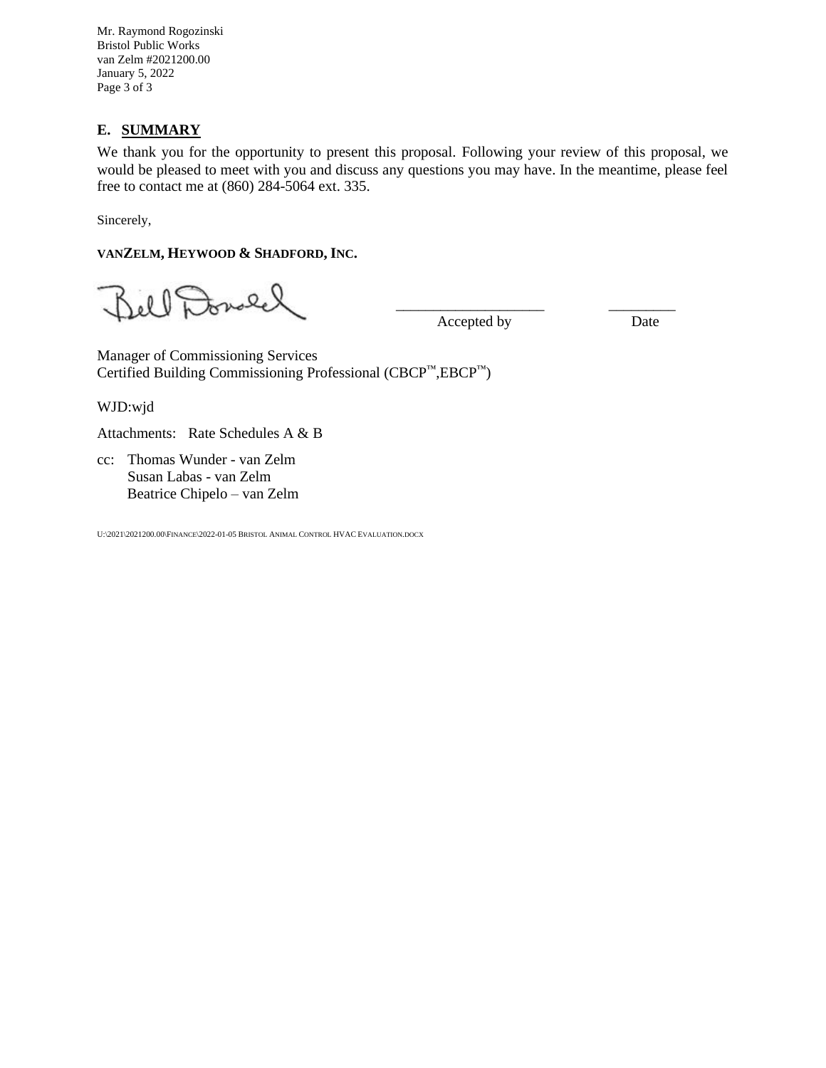## E. SUMMARY

We thank you for the opportunity to present this proposal. Following your review of this proposal, we would be pleased to meet with you and discuss any questions you may have. In the meantime, please feel free to contact me at (860) 284-5064 ext. 335.

Sincerely,

**VANZELM, HEYWOOD & SHADFORD, INC.**

Bill Donald

\_\_\_\_\_\_\_\_\_\_\_\_\_\_\_\_\_\_\_\_ Accepted by

\_\_\_\_\_\_\_\_\_ Date

Manager of Commissioning Services
Certified Building Commissioning Professional (CBCP™,EBCP™)

WJD:wjd

Attachments: Rate Schedules A & B

cc: Thomas Wunder - van Zelm
Susan Labas - van Zelm
Beatrice Chipelo – van Zelm

U:\2021\2021200.00\FINANCE\2022-01-05 BRISTOL ANIMAL CONTROL HVAC EVALUATION.DOCX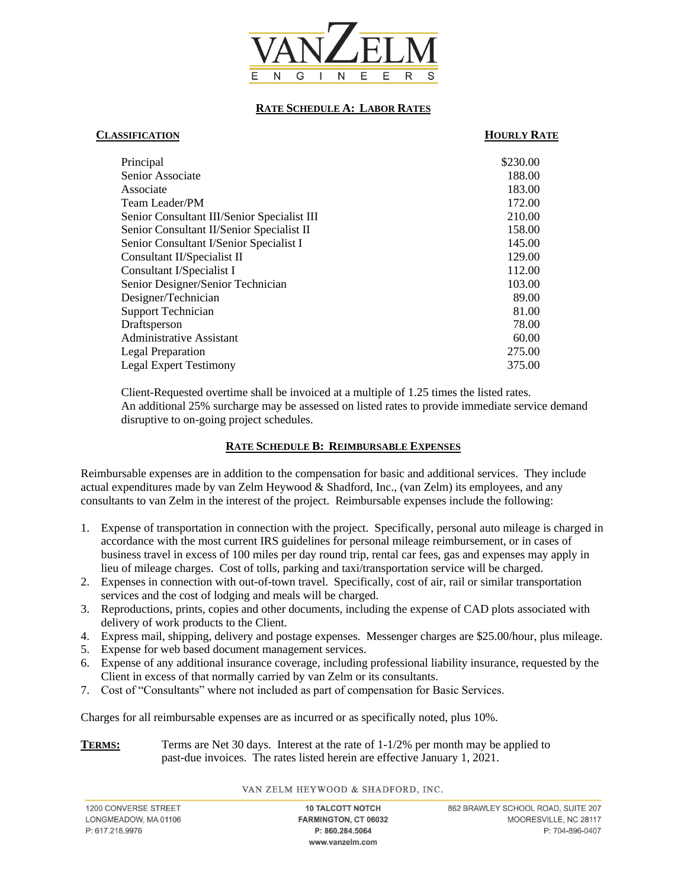# VANZELM ENGINEERS

## RATE SCHEDULE A: LABOR RATES

| CLASSIFICATION | HOURLY RATE |
| --- | --- |
| Principal | $230.00 |
| Senior Associate | 188.00 |
| Associate | 183.00 |
| Team Leader/PM | 172.00 |
| Senior Consultant III/Senior Specialist III | 210.00 |
| Senior Consultant II/Senior Specialist II | 158.00 |
| Senior Consultant I/Senior Specialist I | 145.00 |
| Consultant II/Specialist II | 129.00 |
| Consultant I/Specialist I | 112.00 |
| Senior Designer/Senior Technician | 103.00 |
| Designer/Technician | 89.00 |
| Support Technician | 81.00 |
| Draftsperson | 78.00 |
| Administrative Assistant | 60.00 |
| Legal Preparation | 275.00 |
| Legal Expert Testimony | 375.00 |

Client-Requested overtime shall be invoiced at a multiple of 1.25 times the listed rates.
An additional 25% surcharge may be assessed on listed rates to provide immediate service demand disruptive to on-going project schedules.

## RATE SCHEDULE B: REIMBURSABLE EXPENSES

Reimbursable expenses are in addition to the compensation for basic and additional services. They include actual expenditures made by van Zelm Heywood & Shadford, Inc., (van Zelm) its employees, and any consultants to van Zelm in the interest of the project. Reimbursable expenses include the following:

1. Expense of transportation in connection with the project. Specifically, personal auto mileage is charged in accordance with the most current IRS guidelines for personal mileage reimbursement, or in cases of business travel in excess of 100 miles per day round trip, rental car fees, gas and expenses may apply in lieu of mileage charges. Cost of tolls, parking and taxi/transportation service will be charged.
2. Expenses in connection with out-of-town travel. Specifically, cost of air, rail or similar transportation services and the cost of lodging and meals will be charged.
3. Reproductions, prints, copies and other documents, including the expense of CAD plots associated with delivery of work products to the Client.
4. Express mail, shipping, delivery and postage expenses. Messenger charges are $25.00/hour, plus mileage.
5. Expense for web based document management services.
6. Expense of any additional insurance coverage, including professional liability insurance, requested by the Client in excess of that normally carried by van Zelm or its consultants.
7. Cost of "Consultants" where not included as part of compensation for Basic Services.

Charges for all reimbursable expenses are as incurred or as specifically noted, plus 10%.

**TERMS:** Terms are Net 30 days. Interest at the rate of 1-1/2% per month may be applied to past-due invoices. The rates listed herein are effective January 1, 2021.

VAN ZELM HEYWOOD & SHADFORD, INC.

1200 CONVERSE STREET
LONGMEADOW, MA 01106
P: 617.218.9976

**10 TALCOTT NOTCH**
**FARMINGTON, CT 06032**
**P: 860.284.5064**
**www.vanzelm.com**

862 BRAWLEY SCHOOL ROAD, SUITE 207
MOORESVILLE, NC 28117
P: 704-896-0407